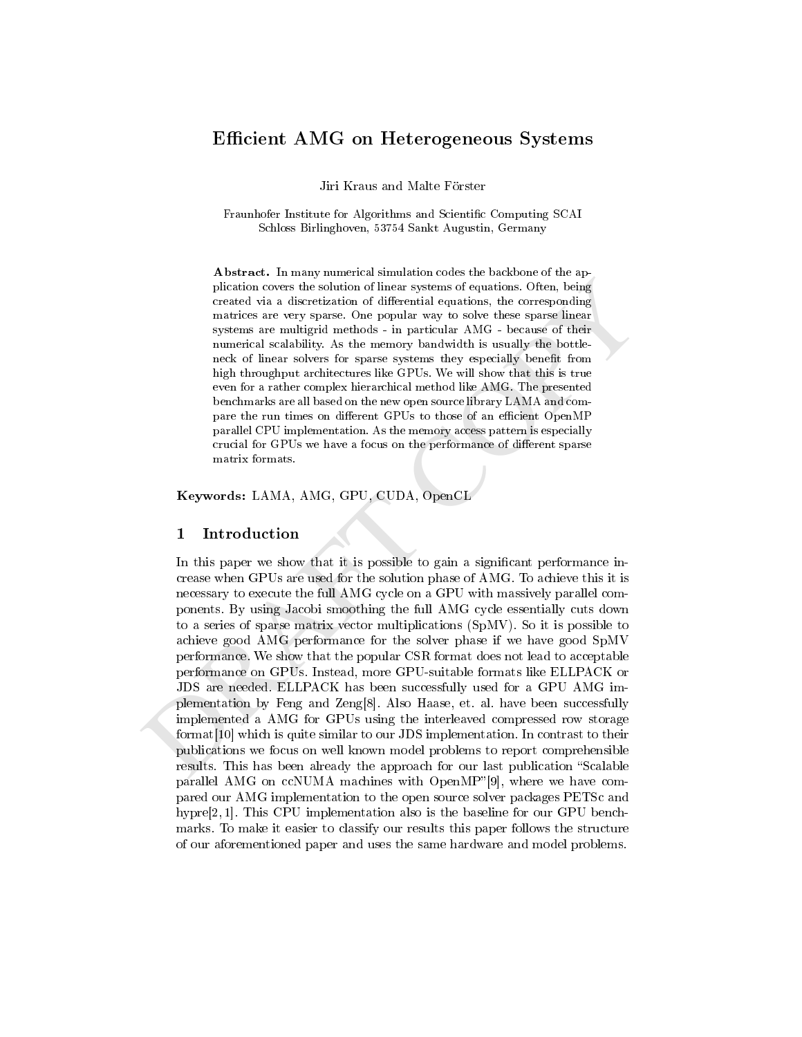# Efficient AMG on Heterogeneous Systems

Jiri Kraus and Malte Förster

Fraunhofer Institute for Algorithms and Scientific Computing SCAI
Schloss Birlinghoven, 53754 Sankt Augustin, Germany

**Abstract.** In many numerical simulation codes the backbone of the application covers the solution of linear systems of equations. Often, being created via a discretization of differential equations, the corresponding matrices are very sparse. One popular way to solve these sparse linear systems are multigrid methods - in particular AMG - because of their numerical scalability. As the memory bandwidth is usually the bottleneck of linear solvers for sparse systems they especially benefit from high throughput architectures like GPUs. We will show that this is true even for a rather complex hierarchical method like AMG. The presented benchmarks are all based on the new open source library LAMA and compare the run times on different GPUs to those of an efficient OpenMP parallel CPU implementation. As the memory access pattern is especially crucial for GPUs we have a focus on the performance of different sparse matrix formats.

**Keywords:** LAMA, AMG, GPU, CUDA, OpenCL

## 1 Introduction

In this paper we show that it is possible to gain a significant performance increase when GPUs are used for the solution phase of AMG. To achieve this it is necessary to execute the full AMG cycle on a GPU with massively parallel components. By using Jacobi smoothing the full AMG cycle essentially cuts down to a series of sparse matrix vector multiplications (SpMV). So it is possible to achieve good AMG performance for the solver phase if we have good SpMV performance. We show that the popular CSR format does not lead to acceptable performance on GPUs. Instead, more GPU-suitable formats like ELLPACK or JDS are needed. ELLPACK has been successfully used for a GPU AMG implementation by Feng and Zeng[8]. Also Haase, et. al. have been successfully implemented a AMG for GPUs using the interleaved compressed row storage format[10] which is quite similar to our JDS implementation. In contrast to their publications we focus on well known model problems to report comprehensible results. This has been already the approach for our last publication "Scalable parallel AMG on ccNUMA machines with OpenMP"[9], where we have compared our AMG implementation to the open source solver packages PETSc and hypre[2, 1]. This CPU implementation also is the baseline for our GPU benchmarks. To make it easier to classify our results this paper follows the structure of our aforementioned paper and uses the same hardware and model problems.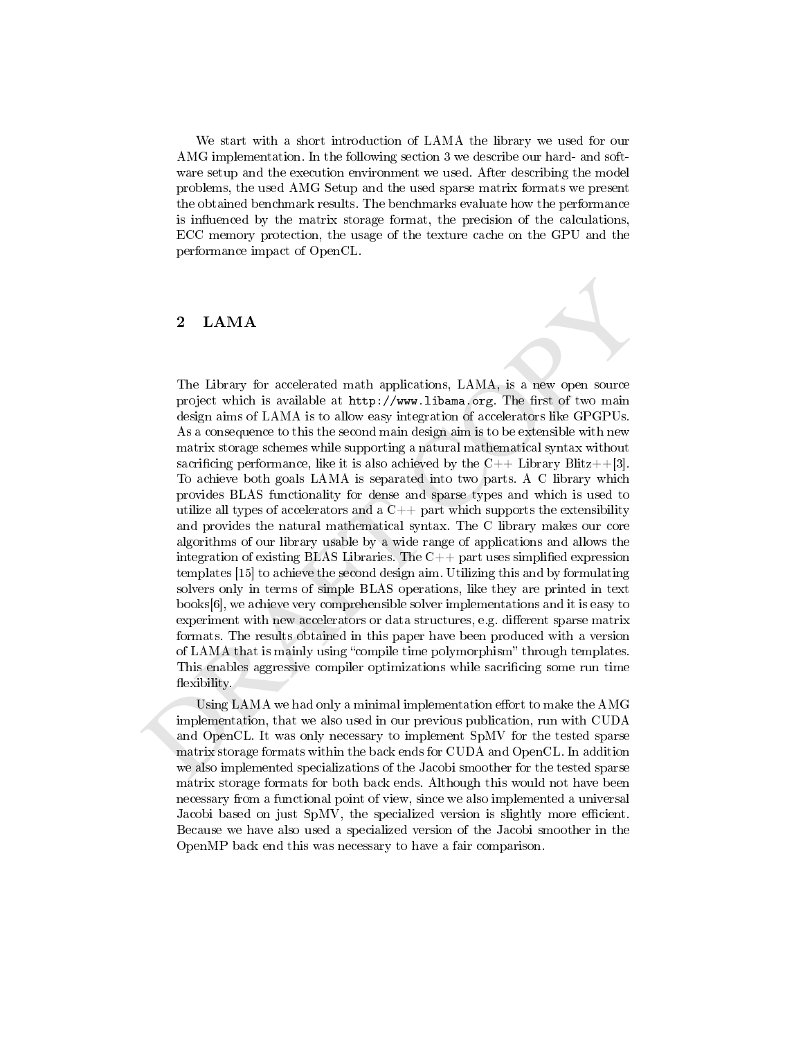We start with a short introduction of LAMA the library we used for our AMG implementation. In the following section 3 we describe our hard- and software setup and the execution environment we used. After describing the model problems, the used AMG Setup and the used sparse matrix formats we present the obtained benchmark results. The benchmarks evaluate how the performance is influenced by the matrix storage format, the precision of the calculations, ECC memory protection, the usage of the texture cache on the GPU and the performance impact of OpenCL.

## 2 LAMA

The Library for accelerated math applications, LAMA, is a new open source project which is available at `http://www.libama.org`. The first of two main design aims of LAMA is to allow easy integration of accelerators like GPGPUs. As a consequence to this the second main design aim is to be extensible with new matrix storage schemes while supporting a natural mathematical syntax without sacrificing performance, like it is also achieved by the C++ Library Blitz++[3]. To achieve both goals LAMA is separated into two parts. A C library which provides BLAS functionality for dense and sparse types and which is used to utilize all types of accelerators and a C++ part which supports the extensibility and provides the natural mathematical syntax. The C library makes our core algorithms of our library usable by a wide range of applications and allows the integration of existing BLAS Libraries. The C++ part uses simplified expression templates [15] to achieve the second design aim. Utilizing this and by formulating solvers only in terms of simple BLAS operations, like they are printed in text books[6], we achieve very comprehensible solver implementations and it is easy to experiment with new accelerators or data structures, e.g. different sparse matrix formats. The results obtained in this paper have been produced with a version of LAMA that is mainly using "compile time polymorphism" through templates. This enables aggressive compiler optimizations while sacrificing some run time flexibility.

Using LAMA we had only a minimal implementation effort to make the AMG implementation, that we also used in our previous publication, run with CUDA and OpenCL. It was only necessary to implement SpMV for the tested sparse matrix storage formats within the back ends for CUDA and OpenCL. In addition we also implemented specializations of the Jacobi smoother for the tested sparse matrix storage formats for both back ends. Although this would not have been necessary from a functional point of view, since we also implemented a universal Jacobi based on just SpMV, the specialized version is slightly more efficient. Because we have also used a specialized version of the Jacobi smoother in the OpenMP back end this was necessary to have a fair comparison.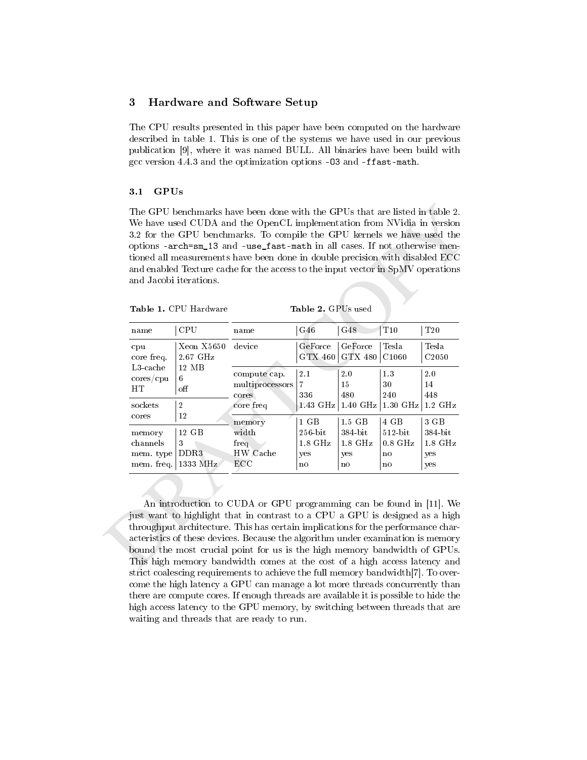## 3 Hardware and Software Setup

The CPU results presented in this paper have been computed on the hardware described in table 1. This is one of the systems we have used in our previous publication [9], where it was named BULL. All binaries have been build with gcc version 4.4.3 and the optimization options `-O3` and `-ffast-math`.

### 3.1 GPUs

The GPU benchmarks have been done with the GPUs that are listed in table 2. We have used CUDA and the OpenCL implementation from NVidia in version 3.2 for the GPU benchmarks. To compile the GPU kernels we have used the options `-arch=sm_13` and `-use_fast-math` in all cases. If not otherwise mentioned all measurements have been done in double precision with disabled ECC and enabled Texture cache for the access to the input vector in SpMV operations and Jacobi iterations.

**Table 1.** CPU Hardware

| name | CPU |
|---|---|
| cpu | Xeon X5650 |
| core freq. | 2.67 GHz |
| L3-cache | 12 MB |
| cores/cpu | 6 |
| HT | off |
| sockets | 2 |
| cores | 12 |
| memory | 12 GB |
| channels | 3 |
| mem. type | DDR3 |
| mem. freq. | 1333 MHz |

**Table 2.** GPUs used

| name | G46 | G48 | T10 | T20 |
|---|---|---|---|---|
| device | GeForce GTX 460 | GeForce GTX 480 | Tesla C1060 | Tesla C2050 |
| compute cap. | 2.1 | 2.0 | 1.3 | 2.0 |
| multiprocessors | 7 | 15 | 30 | 14 |
| cores | 336 | 480 | 240 | 448 |
| core freq | 1.43 GHz | 1.40 GHz | 1.30 GHz | 1.2 GHz |
| memory | 1 GB | 1.5 GB | 4 GB | 3 GB |
| width | 256-bit | 384-bit | 512-bit | 384-bit |
| freq | 1.8 GHz | 1.8 GHz | 0.8 GHz | 1.8 GHz |
| HW Cache | yes | yes | no | yes |
| ECC | no | no | no | yes |

An introduction to CUDA or GPU programming can be found in [11]. We just want to highlight that in contrast to a CPU a GPU is designed as a high throughput architecture. This has certain implications for the performance characteristics of these devices. Because the algorithm under examination is memory bound the most crucial point for us is the high memory bandwidth of GPUs. This high memory bandwidth comes at the cost of a high access latency and strict coalescing requirements to achieve the full memory bandwidth[7]. To overcome the high latency a GPU can manage a lot more threads concurrently than there are compute cores. If enough threads are available it is possible to hide the high access latency to the GPU memory, by switching between threads that are waiting and threads that are ready to run.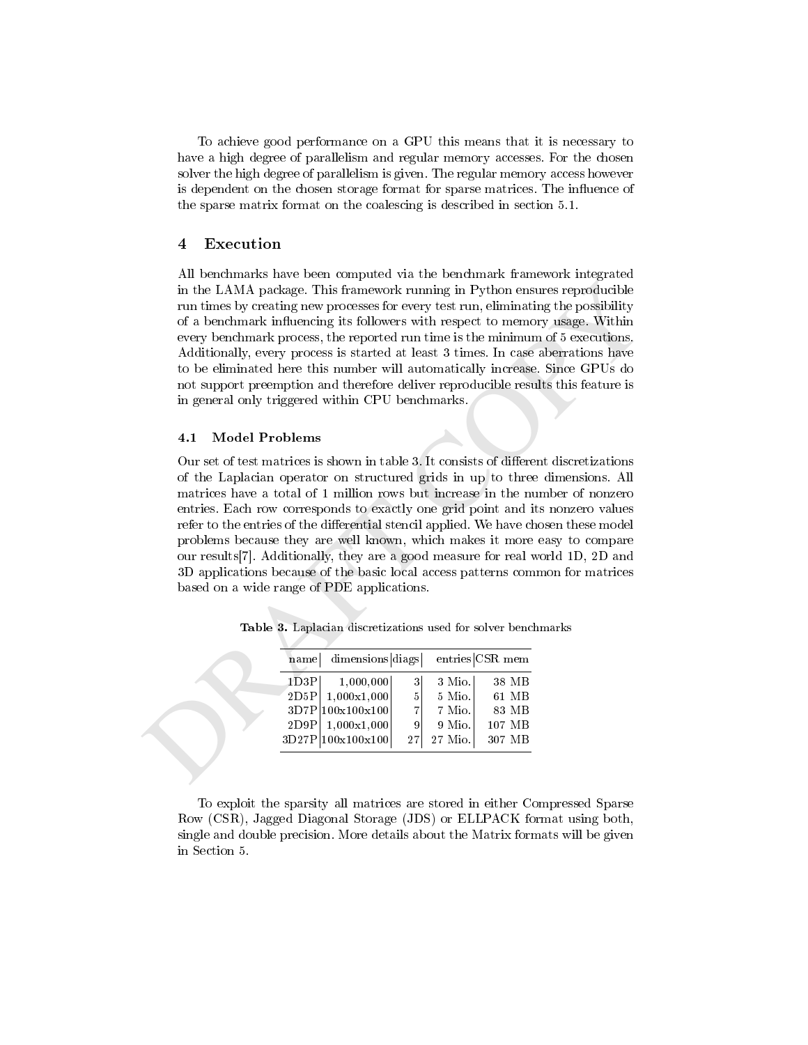To achieve good performance on a GPU this means that it is necessary to have a high degree of parallelism and regular memory accesses. For the chosen solver the high degree of parallelism is given. The regular memory access however is dependent on the chosen storage format for sparse matrices. The influence of the sparse matrix format on the coalescing is described in section 5.1.

## 4 Execution

All benchmarks have been computed via the benchmark framework integrated in the LAMA package. This framework running in Python ensures reproducible run times by creating new processes for every test run, eliminating the possibility of a benchmark influencing its followers with respect to memory usage. Within every benchmark process, the reported run time is the minimum of 5 executions. Additionally, every process is started at least 3 times. In case aberrations have to be eliminated here this number will automatically increase. Since GPUs do not support preemption and therefore deliver reproducible results this feature is in general only triggered within CPU benchmarks.

### 4.1 Model Problems

Our set of test matrices is shown in table 3. It consists of different discretizations of the Laplacian operator on structured grids in up to three dimensions. All matrices have a total of 1 million rows but increase in the number of nonzero entries. Each row corresponds to exactly one grid point and its nonzero values refer to the entries of the differential stencil applied. We have chosen these model problems because they are well known, which makes it more easy to compare our results[7]. Additionally, they are a good measure for real world 1D, 2D and 3D applications because of the basic local access patterns common for matrices based on a wide range of PDE applications.

**Table 3.** Laplacian discretizations used for solver benchmarks

| name | dimensions | diags | entries | CSR mem |
|---|---|---|---|---|
| 1D3P | 1,000,000 | 3 | 3 Mio. | 38 MB |
| 2D5P | 1,000x1,000 | 5 | 5 Mio. | 61 MB |
| 3D7P | 100x100x100 | 7 | 7 Mio. | 83 MB |
| 2D9P | 1,000x1,000 | 9 | 9 Mio. | 107 MB |
| 3D27P | 100x100x100 | 27 | 27 Mio. | 307 MB |

To exploit the sparsity all matrices are stored in either Compressed Sparse Row (CSR), Jagged Diagonal Storage (JDS) or ELLPACK format using both, single and double precision. More details about the Matrix formats will be given in Section 5.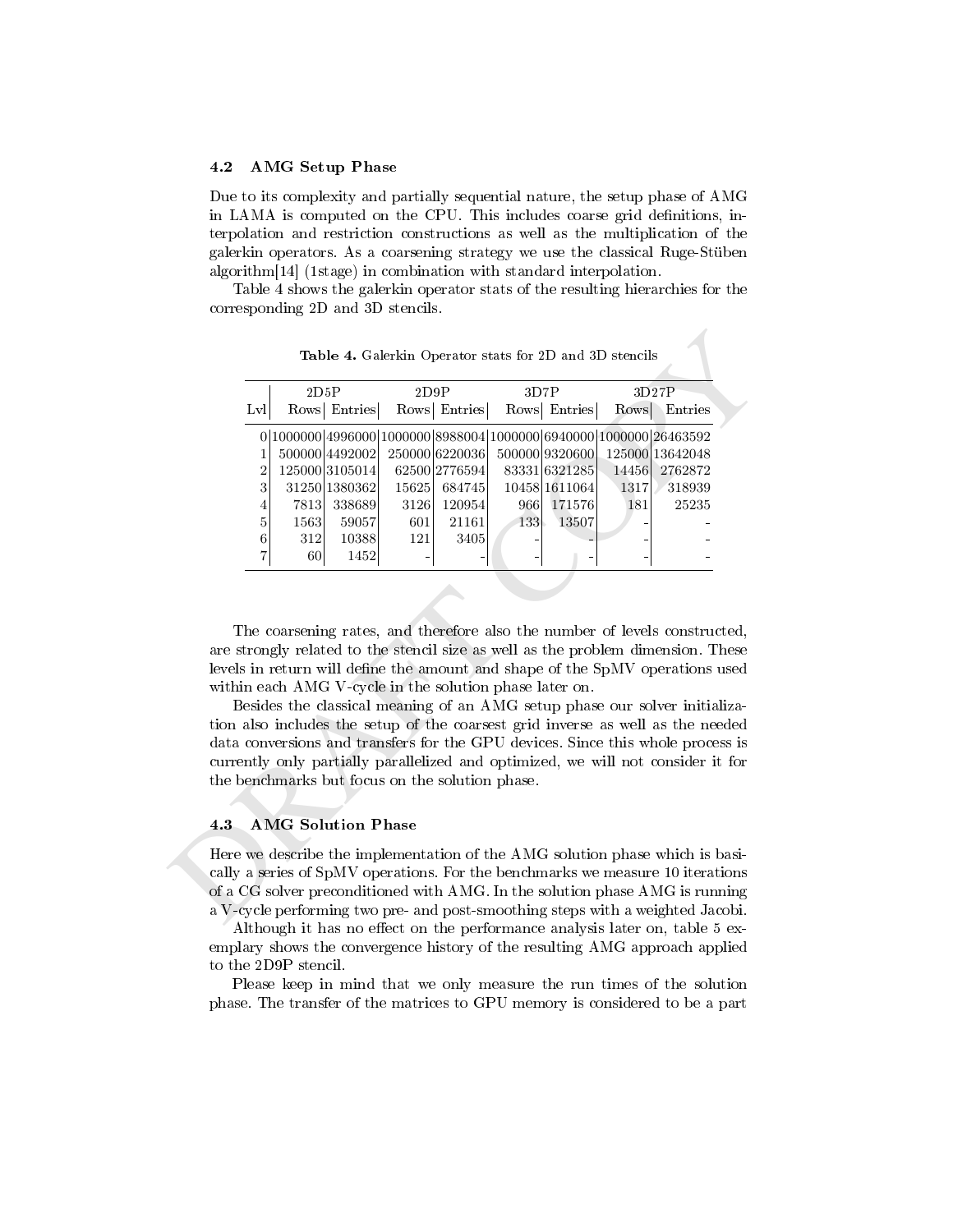### 4.2 AMG Setup Phase

Due to its complexity and partially sequential nature, the setup phase of AMG in LAMA is computed on the CPU. This includes coarse grid definitions, interpolation and restriction constructions as well as the multiplication of the galerkin operators. As a coarsening strategy we use the classical Ruge-Stüben algorithm[14] (1stage) in combination with standard interpolation.

Table 4 shows the galerkin operator stats of the resulting hierarchies for the corresponding 2D and 3D stencils.

**Table 4.** Galerkin Operator stats for 2D and 3D stencils

| | 2D5P | | 2D9P | | 3D7P | | 3D27P | |
|---|---|---|---|---|---|---|---|---|
| Lvl | Rows | Entries | Rows | Entries | Rows | Entries | Rows | Entries |
| 0 | 1000000 | 4996000 | 1000000 | 8988004 | 1000000 | 6940000 | 1000000 | 26463592 |
| 1 | 500000 | 4492002 | 250000 | 6220036 | 500000 | 9320600 | 125000 | 13642048 |
| 2 | 125000 | 3105014 | 62500 | 2776594 | 83331 | 6321285 | 14456 | 2762872 |
| 3 | 31250 | 1380362 | 15625 | 684745 | 10458 | 1611064 | 1317 | 318939 |
| 4 | 7813 | 338689 | 3126 | 120954 | 966 | 171576 | 181 | 25235 |
| 5 | 1563 | 59057 | 601 | 21161 | 133 | 13507 | - | - |
| 6 | 312 | 10388 | 121 | 3405 | - | - | - | - |
| 7 | 60 | 1452 | - | - | - | - | - | - |

The coarsening rates, and therefore also the number of levels constructed, are strongly related to the stencil size as well as the problem dimension. These levels in return will define the amount and shape of the SpMV operations used within each AMG V-cycle in the solution phase later on.

Besides the classical meaning of an AMG setup phase our solver initialization also includes the setup of the coarsest grid inverse as well as the needed data conversions and transfers for the GPU devices. Since this whole process is currently only partially parallelized and optimized, we will not consider it for the benchmarks but focus on the solution phase.

### 4.3 AMG Solution Phase

Here we describe the implementation of the AMG solution phase which is basically a series of SpMV operations. For the benchmarks we measure 10 iterations of a CG solver preconditioned with AMG. In the solution phase AMG is running a V-cycle performing two pre- and post-smoothing steps with a weighted Jacobi.

Although it has no effect on the performance analysis later on, table 5 exemplary shows the convergence history of the resulting AMG approach applied to the 2D9P stencil.

Please keep in mind that we only measure the run times of the solution phase. The transfer of the matrices to GPU memory is considered to be a part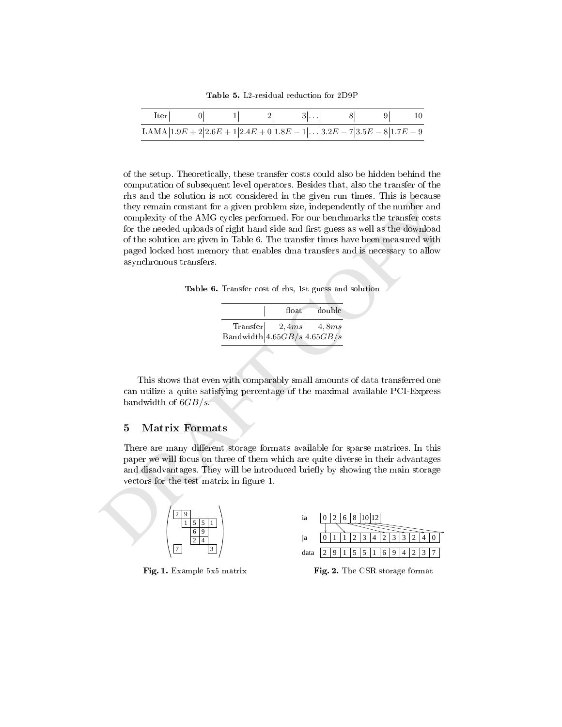**Table 5.** L2-residual reduction for 2D9P

| Iter | 0 | 1 | 2 | 3 | ... | 8 | 9 | 10 |
|---|---|---|---|---|---|---|---|---|
| LAMA | $1.9E+2$ | $2.6E+1$ | $2.4E+0$ | $1.8E-1$ | ... | $3.2E-7$ | $3.5E-8$ | $1.7E-9$ |

of the setup. Theoretically, these transfer costs could also be hidden behind the computation of subsequent level operators. Besides that, also the transfer of the rhs and the solution is not considered in the given run times. This is because they remain constant for a given problem size, independently of the number and complexity of the AMG cycles performed. For our benchmarks the transfer costs for the needed uploads of right hand side and first guess as well as the download of the solution are given in Table 6. The transfer times have been measured with paged locked host memory that enables dma transfers and is necessary to allow asynchronous transfers.

**Table 6.** Transfer cost of rhs, 1st guess and solution

| | float | double |
|---|---|---|
| Transfer | $2,4ms$ | $4,8ms$ |
| Bandwidth | $4.65GB/s$ | $4.65GB/s$ |

This shows that even with comparably small amounts of data transferred one can utilize a quite satisfying percentage of the maximal available PCI-Express bandwidth of $6GB/s$.

## 5 Matrix Formats

There are many different storage formats available for sparse matrices. In this paper we will focus on three of them which are quite diverse in their advantages and disadvantages. They will be introduced briefly by showing the main storage vectors for the test matrix in figure 1.

$$\begin{pmatrix} 2 & 9 & & & \\ & 1 & 5 & 5 & 1 \\ & & 6 & 9 & \\ & & 2 & 4 & \\ 7 & & & & 3 \end{pmatrix}$$

**Fig. 1.** Example 5x5 matrix

| ia | 0 | 2 | 6 | 8 | 10 | 12 | | | | | | | |
|---|---|---|---|---|---|---|---|---|---|---|---|---|---|
| ja | 0 | 1 | 1 | 2 | 3 | 4 | 2 | 3 | 3 | 2 | 4 | 0 | |
| data | 2 | 9 | 1 | 5 | 5 | 1 | 6 | 9 | 4 | 2 | 3 | 7 | |

**Fig. 2.** The CSR storage format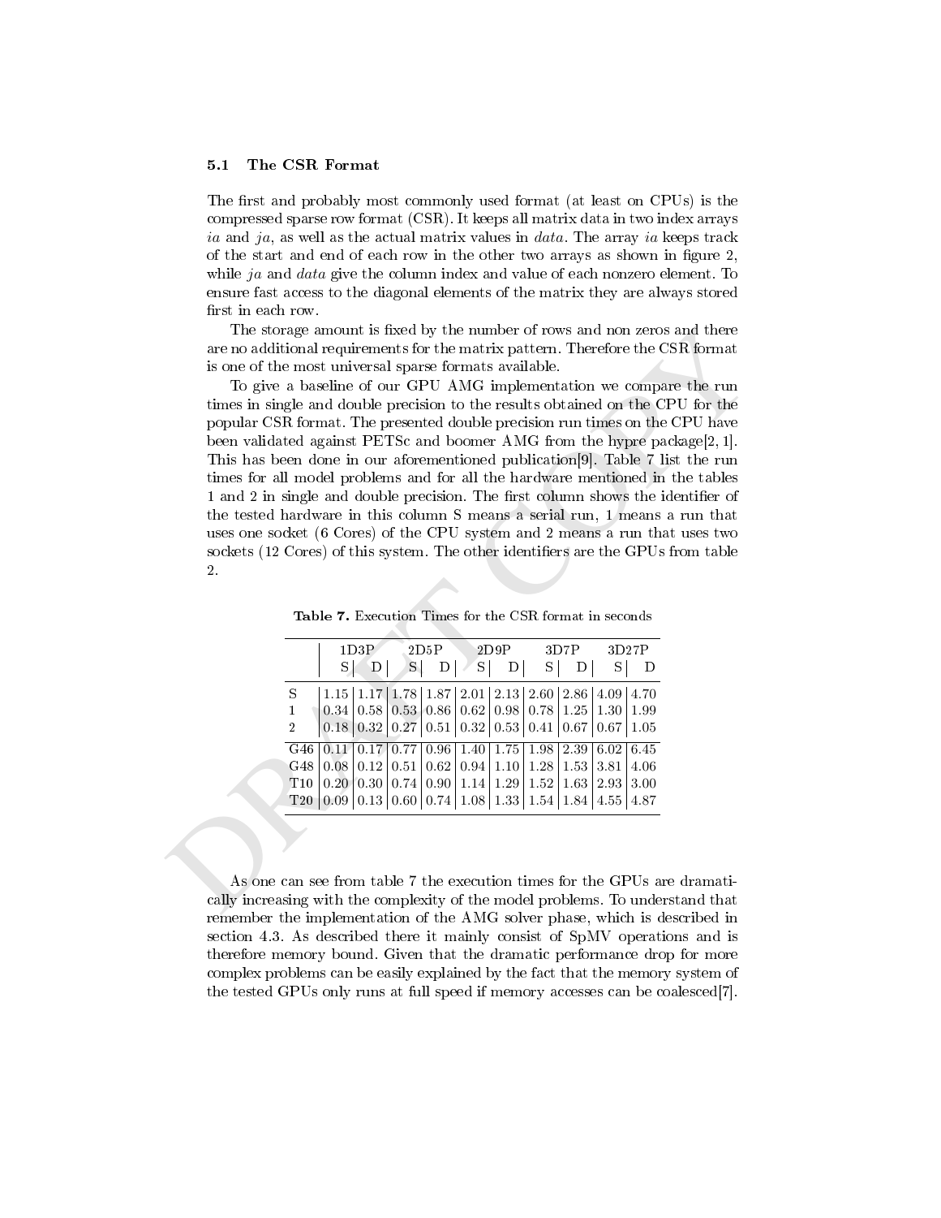### 5.1 The CSR Format

The first and probably most commonly used format (at least on CPUs) is the compressed sparse row format (CSR). It keeps all matrix data in two index arrays *ia* and *ja*, as well as the actual matrix values in *data*. The array *ia* keeps track of the start and end of each row in the other two arrays as shown in figure 2, while *ja* and *data* give the column index and value of each nonzero element. To ensure fast access to the diagonal elements of the matrix they are always stored first in each row.

The storage amount is fixed by the number of rows and non zeros and there are no additional requirements for the matrix pattern. Therefore the CSR format is one of the most universal sparse formats available.

To give a baseline of our GPU AMG implementation we compare the run times in single and double precision to the results obtained on the CPU for the popular CSR format. The presented double precision run times on the CPU have been validated against PETSc and boomer AMG from the hypre package[2, 1]. This has been done in our aforementioned publication[9]. Table 7 list the run times for all model problems and for all the hardware mentioned in the tables 1 and 2 in single and double precision. The first column shows the identifier of the tested hardware in this column S means a serial run, 1 means a run that uses one socket (6 Cores) of the CPU system and 2 means a run that uses two sockets (12 Cores) of this system. The other identifiers are the GPUs from table 2.

**Table 7.** Execution Times for the CSR format in seconds

| | 1D3P | | 2D5P | | 2D9P | | 3D7P | | 3D27P | |
|---|---|---|---|---|---|---|---|---|---|---|
| | S | D | S | D | S | D | S | D | S | D |
| S | 1.15 | 1.17 | 1.78 | 1.87 | 2.01 | 2.13 | 2.60 | 2.86 | 4.09 | 4.70 |
| 1 | 0.34 | 0.58 | 0.53 | 0.86 | 0.62 | 0.98 | 0.78 | 1.25 | 1.30 | 1.99 |
| 2 | 0.18 | 0.32 | 0.27 | 0.51 | 0.32 | 0.53 | 0.41 | 0.67 | 0.67 | 1.05 |
| G46 | 0.11 | 0.17 | 0.77 | 0.96 | 1.40 | 1.75 | 1.98 | 2.39 | 6.02 | 6.45 |
| G48 | 0.08 | 0.12 | 0.51 | 0.62 | 0.94 | 1.10 | 1.28 | 1.53 | 3.81 | 4.06 |
| T10 | 0.20 | 0.30 | 0.74 | 0.90 | 1.14 | 1.29 | 1.52 | 1.63 | 2.93 | 3.00 |
| T20 | 0.09 | 0.13 | 0.60 | 0.74 | 1.08 | 1.33 | 1.54 | 1.84 | 4.55 | 4.87 |

As one can see from table 7 the execution times for the GPUs are dramatically increasing with the complexity of the model problems. To understand that remember the implementation of the AMG solver phase, which is described in section 4.3. As described there it mainly consist of SpMV operations and is therefore memory bound. Given that the dramatic performance drop for more complex problems can be easily explained by the fact that the memory system of the tested GPUs only runs at full speed if memory accesses can be coalesced[7].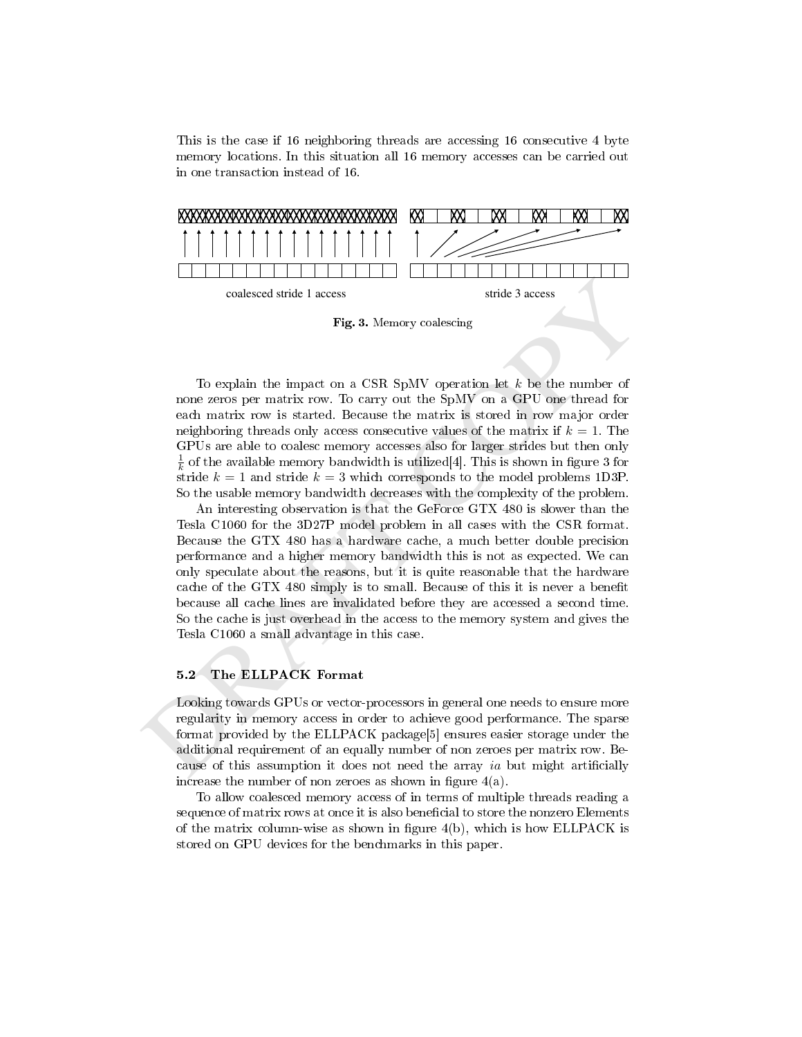This is the case if 16 neighboring threads are accessing 16 consecutive 4 byte memory locations. In this situation all 16 memory accesses can be carried out in one transaction instead of 16.

coalesced stride 1 access stride 3 access

**Fig. 3.** Memory coalescing

To explain the impact on a CSR SpMV operation let $k$ be the number of none zeros per matrix row. To carry out the SpMV on a GPU one thread for each matrix row is started. Because the matrix is stored in row major order neighboring threads only access consecutive values of the matrix if $k = 1$. The GPUs are able to coalesc memory accesses also for larger strides but then only $\frac{1}{k}$ of the available memory bandwidth is utilized[4]. This is shown in figure 3 for stride $k = 1$ and stride $k = 3$ which corresponds to the model problems 1D3P. So the usable memory bandwidth decreases with the complexity of the problem.

An interesting observation is that the GeForce GTX 480 is slower than the Tesla C1060 for the 3D27P model problem in all cases with the CSR format. Because the GTX 480 has a hardware cache, a much better double precision performance and a higher memory bandwidth this is not as expected. We can only speculate about the reasons, but it is quite reasonable that the hardware cache of the GTX 480 simply is to small. Because of this it is never a benefit because all cache lines are invalidated before they are accessed a second time. So the cache is just overhead in the access to the memory system and gives the Tesla C1060 a small advantage in this case.

### 5.2 The ELLPACK Format

Looking towards GPUs or vector-processors in general one needs to ensure more regularity in memory access in order to achieve good performance. The sparse format provided by the ELLPACK package[5] ensures easier storage under the additional requirement of an equally number of non zeroes per matrix row. Because of this assumption it does not need the array *ia* but might artificially increase the number of non zeroes as shown in figure 4(a).

To allow coalesced memory access of in terms of multiple threads reading a sequence of matrix rows at once it is also beneficial to store the nonzero Elements of the matrix column-wise as shown in figure 4(b), which is how ELLPACK is stored on GPU devices for the benchmarks in this paper.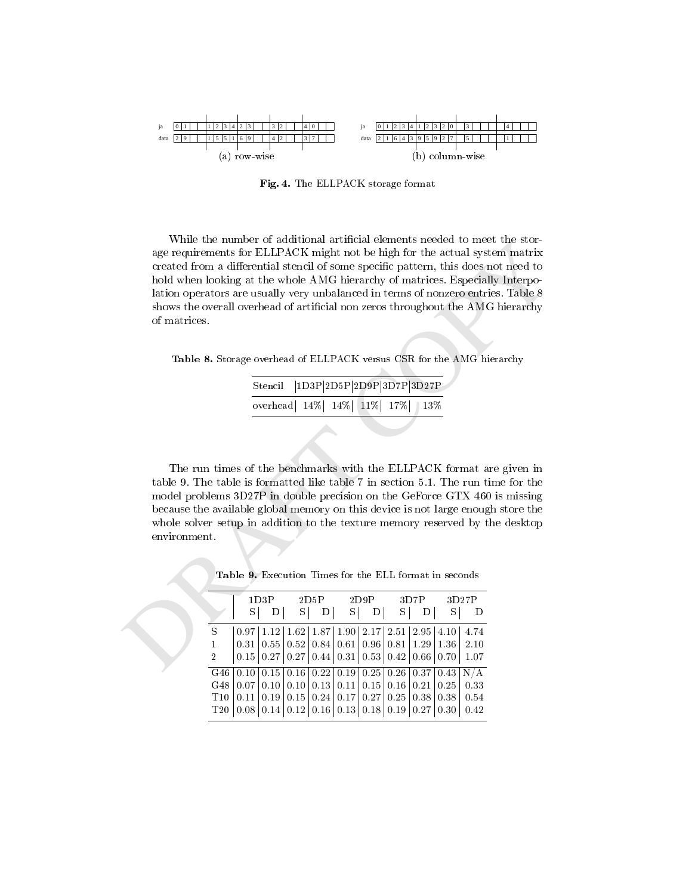| ja | 0 | 1 | | | 1 | 2 | 3 | 4 | 2 | 3 | | | 3 | 2 | | | 4 | 0 | | |
|---|---|---|---|---|---|---|---|---|---|---|---|---|---|---|---|---|---|---|---|---|
| data | 2 | 9 | | | 1 | 5 | 5 | 1 | 6 | 9 | | | 4 | 2 | | | 3 | 7 | | |

(a) row-wise

| ja | 0 | 1 | 2 | 3 | 4 | 1 | 2 | 3 | 2 | 0 | | 3 | | | | | 4 | | | |
|---|---|---|---|---|---|---|---|---|---|---|---|---|---|---|---|---|---|---|---|---|
| data | 2 | 1 | 6 | 4 | 3 | 9 | 5 | 9 | 2 | 7 | | 5 | | | | | 1 | | | |

(b) column-wise

**Fig. 4.** The ELLPACK storage format

While the number of additional artificial elements needed to meet the storage requirements for ELLPACK might not be high for the actual system matrix created from a differential stencil of some specific pattern, this does not need to hold when looking at the whole AMG hierarchy of matrices. Especially Interpolation operators are usually very unbalanced in terms of nonzero entries. Table 8 shows the overall overhead of artificial non zeros throughout the AMG hierarchy of matrices.

**Table 8.** Storage overhead of ELLPACK versus CSR for the AMG hierarchy

| Stencil | 1D3P | 2D5P | 2D9P | 3D7P | 3D27P |
|---|---|---|---|---|---|
| overhead | 14% | 14% | 11% | 17% | 13% |

The run times of the benchmarks with the ELLPACK format are given in table 9. The table is formatted like table 7 in section 5.1. The run time for the model problems 3D27P in double precision on the GeForce GTX 460 is missing because the available global memory on this device is not large enough store the whole solver setup in addition to the texture memory reserved by the desktop environment.

**Table 9.** Execution Times for the ELL format in seconds

| | 1D3P | | 2D5P | | 2D9P | | 3D7P | | 3D27P | |
|---|---|---|---|---|---|---|---|---|---|---|
| | S | D | S | D | S | D | S | D | S | D |
| S | 0.97 | 1.12 | 1.62 | 1.87 | 1.90 | 2.17 | 2.51 | 2.95 | 4.10 | 4.74 |
| 1 | 0.31 | 0.55 | 0.52 | 0.84 | 0.61 | 0.96 | 0.81 | 1.29 | 1.36 | 2.10 |
| 2 | 0.15 | 0.27 | 0.27 | 0.44 | 0.31 | 0.53 | 0.42 | 0.66 | 0.70 | 1.07 |
| G46 | 0.10 | 0.15 | 0.16 | 0.22 | 0.19 | 0.25 | 0.26 | 0.37 | 0.43 | N/A |
| G48 | 0.07 | 0.10 | 0.10 | 0.13 | 0.11 | 0.15 | 0.16 | 0.21 | 0.25 | 0.33 |
| T10 | 0.11 | 0.19 | 0.15 | 0.24 | 0.17 | 0.27 | 0.25 | 0.38 | 0.38 | 0.54 |
| T20 | 0.08 | 0.14 | 0.12 | 0.16 | 0.13 | 0.18 | 0.19 | 0.27 | 0.30 | 0.42 |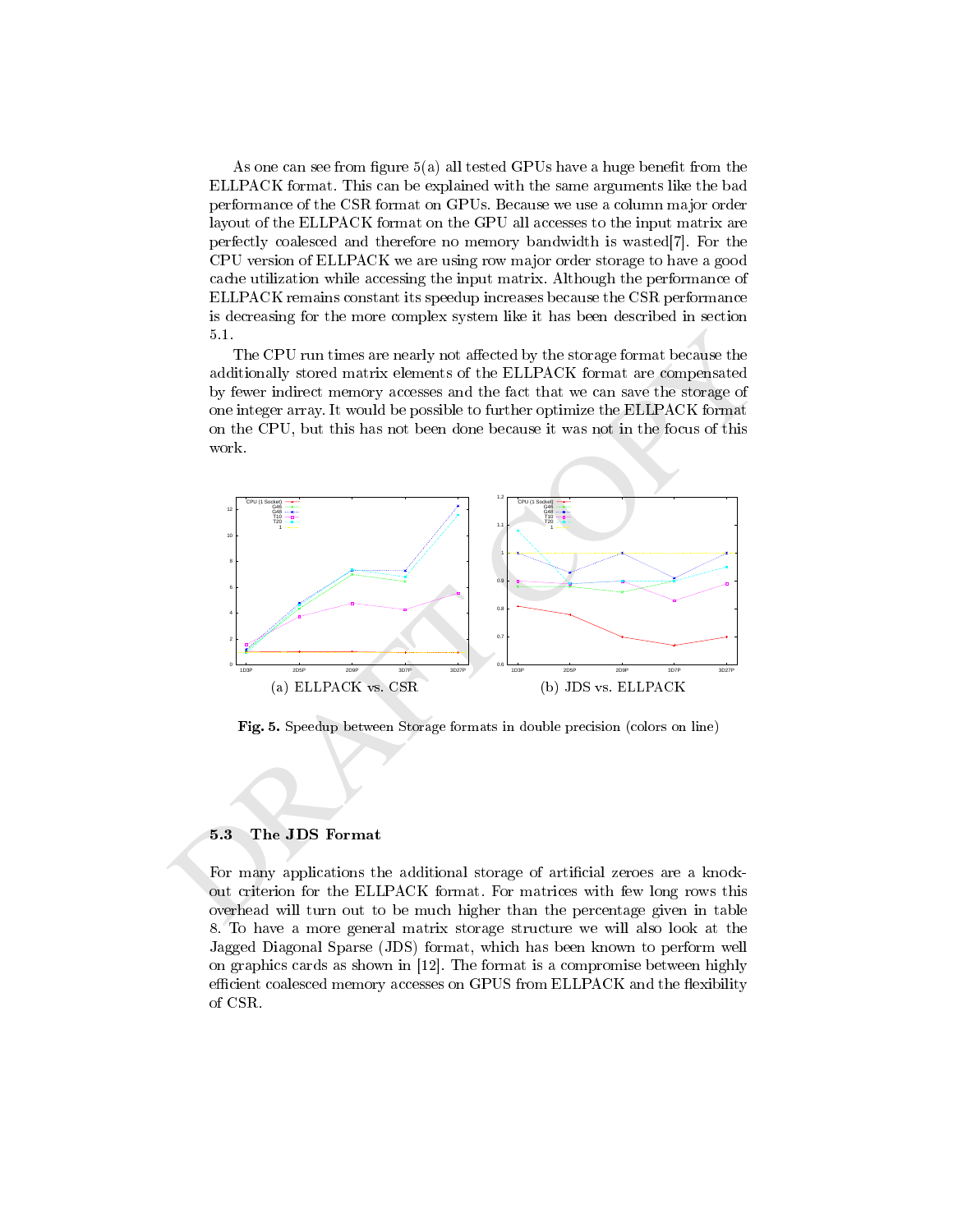As one can see from figure 5(a) all tested GPUs have a huge benefit from the ELLPACK format. This can be explained with the same arguments like the bad performance of the CSR format on GPUs. Because we use a column major order layout of the ELLPACK format on the GPU all accesses to the input matrix are perfectly coalesced and therefore no memory bandwidth is wasted[7]. For the CPU version of ELLPACK we are using row major order storage to have a good cache utilization while accessing the input matrix. Although the performance of ELLPACK remains constant its speedup increases because the CSR performance is decreasing for the more complex system like it has been described in section 5.1.

The CPU run times are nearly not affected by the storage format because the additionally stored matrix elements of the ELLPACK format are compensated by fewer indirect memory accesses and the fact that we can save the storage of one integer array. It would be possible to further optimize the ELLPACK format on the CPU, but this has not been done because it was not in the focus of this work.

(a) ELLPACK vs. CSR

(b) JDS vs. ELLPACK

**Fig. 5.** Speedup between Storage formats in double precision (colors on line)

### 5.3 The JDS Format

For many applications the additional storage of artificial zeroes are a knock-out criterion for the ELLPACK format. For matrices with few long rows this overhead will turn out to be much higher than the percentage given in table 8. To have a more general matrix storage structure we will also look at the Jagged Diagonal Sparse (JDS) format, which has been known to perform well on graphics cards as shown in [12]. The format is a compromise between highly efficient coalesced memory accesses on GPUS from ELLPACK and the flexibility of CSR.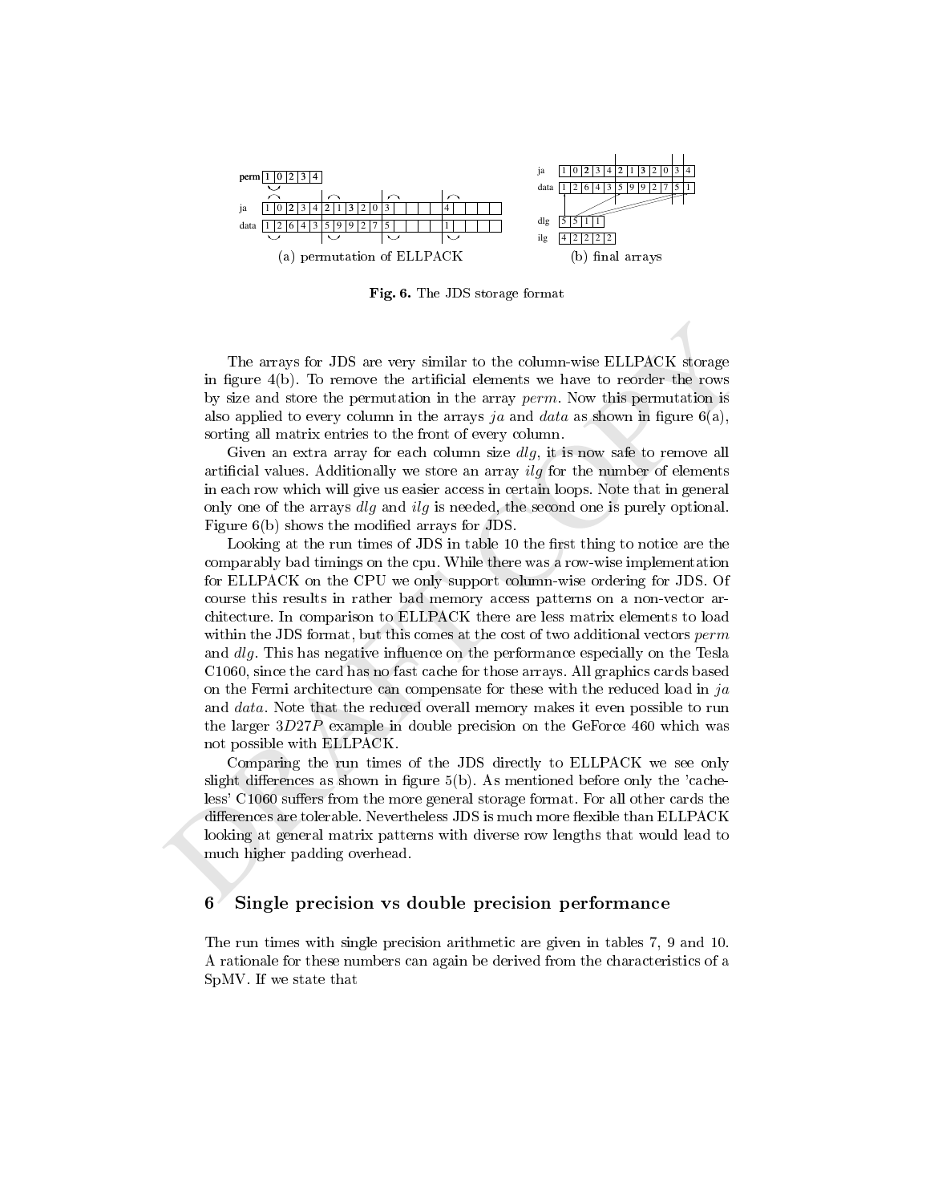perm | 1 | 0 | 2 | 3 | 4 |

ja | 1 | 0 | 2 | 3 | 4 | 2 | 1 | 3 | 2 | 0 | 3 | | | | | 4 | | | |

data | 1 | 2 | 6 | 4 | 3 | 5 | 9 | 9 | 2 | 7 | 5 | | | | | 1 | | | |

(a) permutation of ELLPACK

ja | 1 | 0 | 2 | 3 | 4 | 2 | 1 | 3 | 2 | 0 | 3 | 4 |

data | 1 | 2 | 6 | 4 | 3 | 5 | 9 | 9 | 2 | 7 | 5 | 1 |

dlg | 5 | 5 | 1 | 1 |

ilg | 4 | 2 | 2 | 2 | 2 |

(b) final arrays

**Fig. 6.** The JDS storage format

The arrays for JDS are very similar to the column-wise ELLPACK storage in figure 4(b). To remove the artificial elements we have to reorder the rows by size and store the permutation in the array *perm*. Now this permutation is also applied to every column in the arrays *ja* and *data* as shown in figure 6(a), sorting all matrix entries to the front of every column.

Given an extra array for each column size *dlg*, it is now safe to remove all artificial values. Additionally we store an array *ilg* for the number of elements in each row which will give us easier access in certain loops. Note that in general only one of the arrays *dlg* and *ilg* is needed, the second one is purely optional. Figure 6(b) shows the modified arrays for JDS.

Looking at the run times of JDS in table 10 the first thing to notice are the comparably bad timings on the cpu. While there was a row-wise implementation for ELLPACK on the CPU we only support column-wise ordering for JDS. Of course this results in rather bad memory access patterns on a non-vector architecture. In comparison to ELLPACK there are less matrix elements to load within the JDS format, but this comes at the cost of two additional vectors *perm* and *dlg*. This has negative influence on the performance especially on the Tesla C1060, since the card has no fast cache for those arrays. All graphics cards based on the Fermi architecture can compensate for these with the reduced load in *ja* and *data*. Note that the reduced overall memory makes it even possible to run the larger $3D27P$ example in double precision on the GeForce 460 which was not possible with ELLPACK.

Comparing the run times of the JDS directly to ELLPACK we see only slight differences as shown in figure 5(b). As mentioned before only the 'cacheless' C1060 suffers from the more general storage format. For all other cards the differences are tolerable. Nevertheless JDS is much more flexible than ELLPACK looking at general matrix patterns with diverse row lengths that would lead to much higher padding overhead.

## 6 Single precision vs double precision performance

The run times with single precision arithmetic are given in tables 7, 9 and 10. A rationale for these numbers can again be derived from the characteristics of a SpMV. If we state that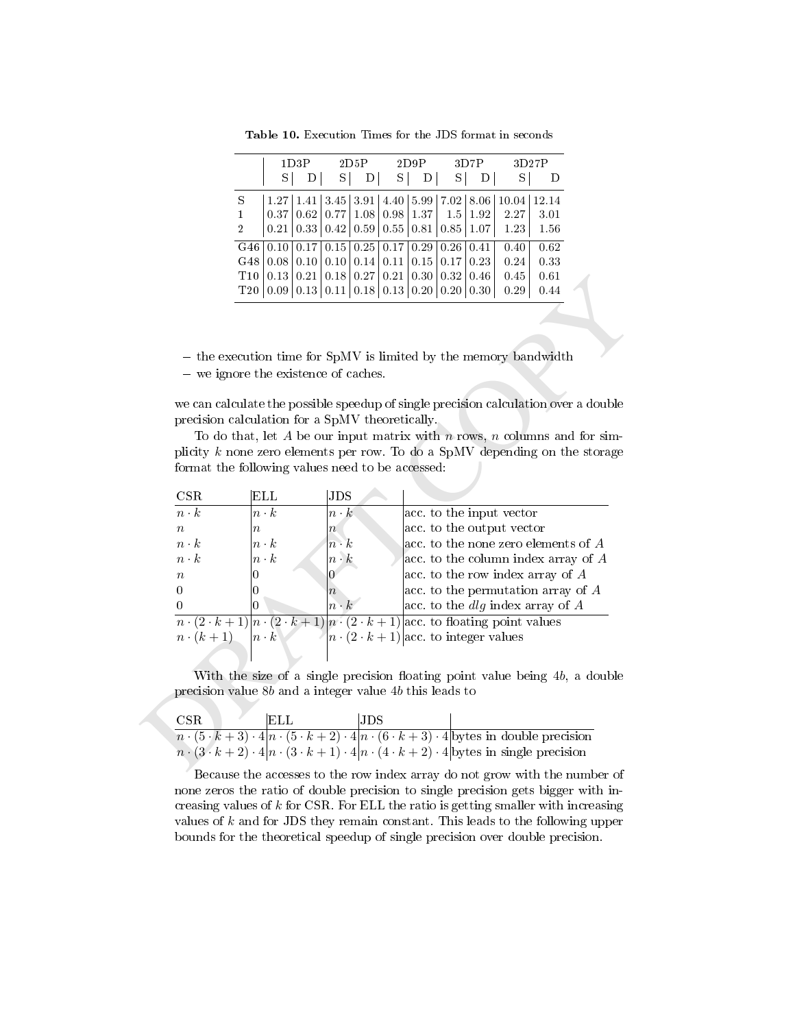**Table 10.** Execution Times for the JDS format in seconds

| | 1D3P | | 2D5P | | 2D9P | | 3D7P | | 3D27P | |
|---|---|---|---|---|---|---|---|---|---|---|
| | S | D | S | D | S | D | S | D | S | D |
| S | 1.27 | 1.41 | 3.45 | 3.91 | 4.40 | 5.99 | 7.02 | 8.06 | 10.04 | 12.14 |
| 1 | 0.37 | 0.62 | 0.77 | 1.08 | 0.98 | 1.37 | 1.5 | 1.92 | 2.27 | 3.01 |
| 2 | 0.21 | 0.33 | 0.42 | 0.59 | 0.55 | 0.81 | 0.85 | 1.07 | 1.23 | 1.56 |
| G46 | 0.10 | 0.17 | 0.15 | 0.25 | 0.17 | 0.29 | 0.26 | 0.41 | 0.40 | 0.62 |
| G48 | 0.08 | 0.10 | 0.10 | 0.14 | 0.11 | 0.15 | 0.17 | 0.23 | 0.24 | 0.33 |
| T10 | 0.13 | 0.21 | 0.18 | 0.27 | 0.21 | 0.30 | 0.32 | 0.46 | 0.45 | 0.61 |
| T20 | 0.09 | 0.13 | 0.11 | 0.18 | 0.13 | 0.20 | 0.20 | 0.30 | 0.29 | 0.44 |

- the execution time for SpMV is limited by the memory bandwidth
- we ignore the existence of caches.

we can calculate the possible speedup of single precision calculation over a double precision calculation for a SpMV theoretically.

To do that, let $A$ be our input matrix with $n$ rows, $n$ columns and for simplicity $k$ none zero elements per row. To do a SpMV depending on the storage format the following values need to be accessed:

| CSR | ELL | JDS | |
|---|---|---|---|
| $n \cdot k$ | $n \cdot k$ | $n \cdot k$ | acc. to the input vector |
| $n$ | $n$ | $n$ | acc. to the output vector |
| $n \cdot k$ | $n \cdot k$ | $n \cdot k$ | acc. to the none zero elements of $A$ |
| $n \cdot k$ | $n \cdot k$ | $n \cdot k$ | acc. to the column index array of $A$ |
| $n$ | 0 | 0 | acc. to the row index array of $A$ |
| 0 | 0 | $n$ | acc. to the permutation array of $A$ |
| 0 | 0 | $n \cdot k$ | acc. to the $dlg$ index array of $A$ |
| $n \cdot (2 \cdot k + 1)$ | $n \cdot (2 \cdot k + 1)$ | $n \cdot (2 \cdot k + 1)$ | acc. to floating point values |
| $n \cdot (k + 1)$ | $n \cdot k$ | $n \cdot (2 \cdot k + 1)$ | acc. to integer values |

With the size of a single precision floating point value being $4b$, a double precision value $8b$ and a integer value $4b$ this leads to

| CSR | ELL | JDS | |
|---|---|---|---|
| $n \cdot (5 \cdot k + 3) \cdot 4$ | $n \cdot (5 \cdot k + 2) \cdot 4$ | $n \cdot (6 \cdot k + 3) \cdot 4$ | bytes in double precision |
| $n \cdot (3 \cdot k + 2) \cdot 4$ | $n \cdot (3 \cdot k + 1) \cdot 4$ | $n \cdot (4 \cdot k + 2) \cdot 4$ | bytes in single precision |

Because the accesses to the row index array do not grow with the number of none zeros the ratio of double precision to single precision gets bigger with increasing values of $k$ for CSR. For ELL the ratio is getting smaller with increasing values of $k$ and for JDS they remain constant. This leads to the following upper bounds for the theoretical speedup of single precision over double precision.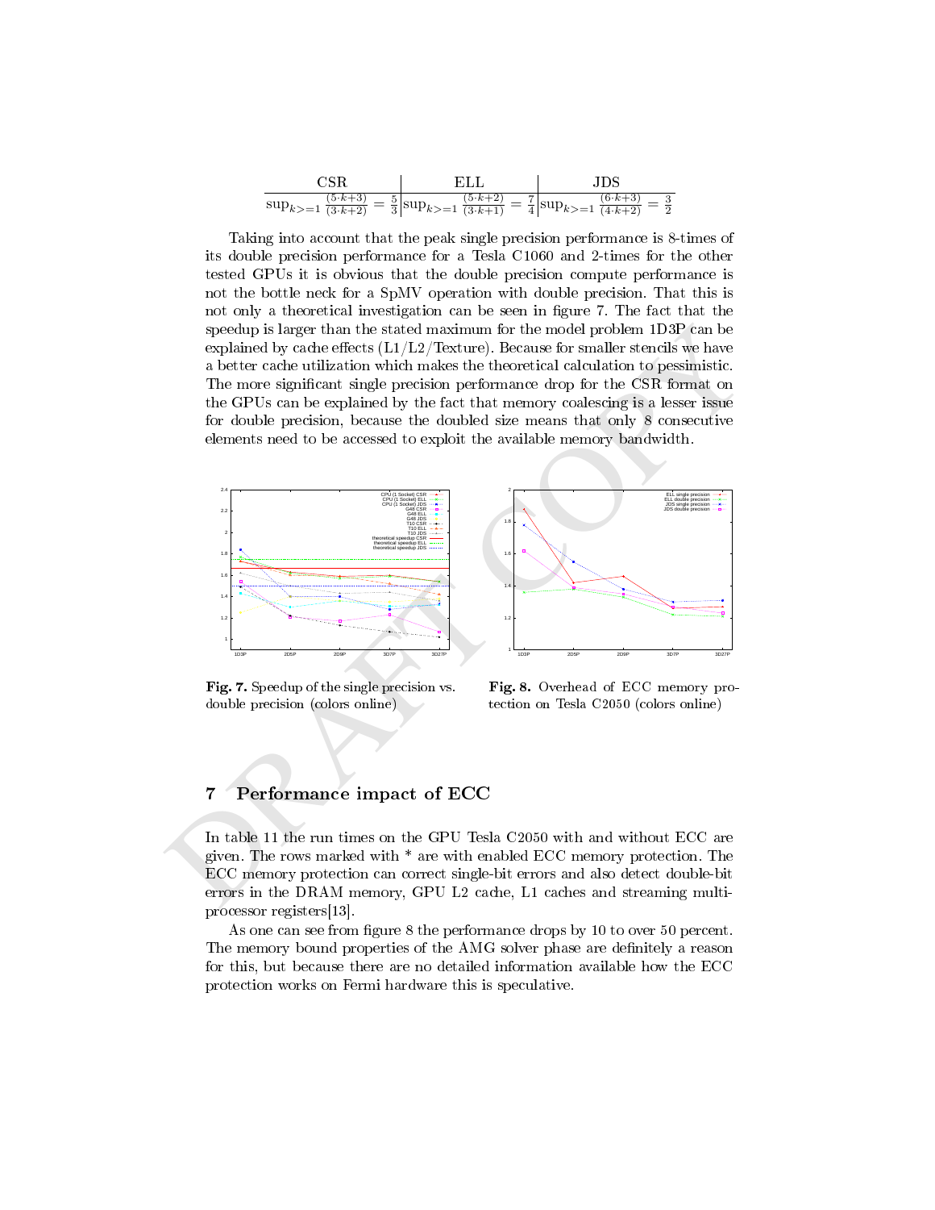| CSR | ELL | JDS |
| --- | --- | --- |
| $\sup_{k>=1} \frac{(5\cdot k+3)}{(3\cdot k+2)} = \frac{5}{3}$ | $\sup_{k>=1} \frac{(5\cdot k+2)}{(3\cdot k+1)} = \frac{7}{4}$ | $\sup_{k>=1} \frac{(6\cdot k+3)}{(4\cdot k+2)} = \frac{3}{2}$ |

Taking into account that the peak single precision performance is 8-times of its double precision performance for a Tesla C1060 and 2-times for the other tested GPUs it is obvious that the double precision compute performance is not the bottle neck for a SpMV operation with double precision. That this is not only a theoretical investigation can be seen in figure 7. The fact that the speedup is larger than the stated maximum for the model problem 1D3P can be explained by cache effects (L1/L2/Texture). Because for smaller stencils we have a better cache utilization which makes the theoretical calculation to pessimistic. The more significant single precision performance drop for the CSR format on the GPUs can be explained by the fact that memory coalescing is a lesser issue for double precision, because the doubled size means that only 8 consecutive elements need to be accessed to exploit the available memory bandwidth.

**Fig. 7.** Speedup of the single precision vs. double precision (colors online)

**Fig. 8.** Overhead of ECC memory protection on Tesla C2050 (colors online)

## 7 Performance impact of ECC

In table 11 the run times on the GPU Tesla C2050 with and without ECC are given. The rows marked with * are with enabled ECC memory protection. The ECC memory protection can correct single-bit errors and also detect double-bit errors in the DRAM memory, GPU L2 cache, L1 caches and streaming multiprocessor registers[13].

As one can see from figure 8 the performance drops by 10 to over 50 percent. The memory bound properties of the AMG solver phase are definitely a reason for this, but because there are no detailed information available how the ECC protection works on Fermi hardware this is speculative.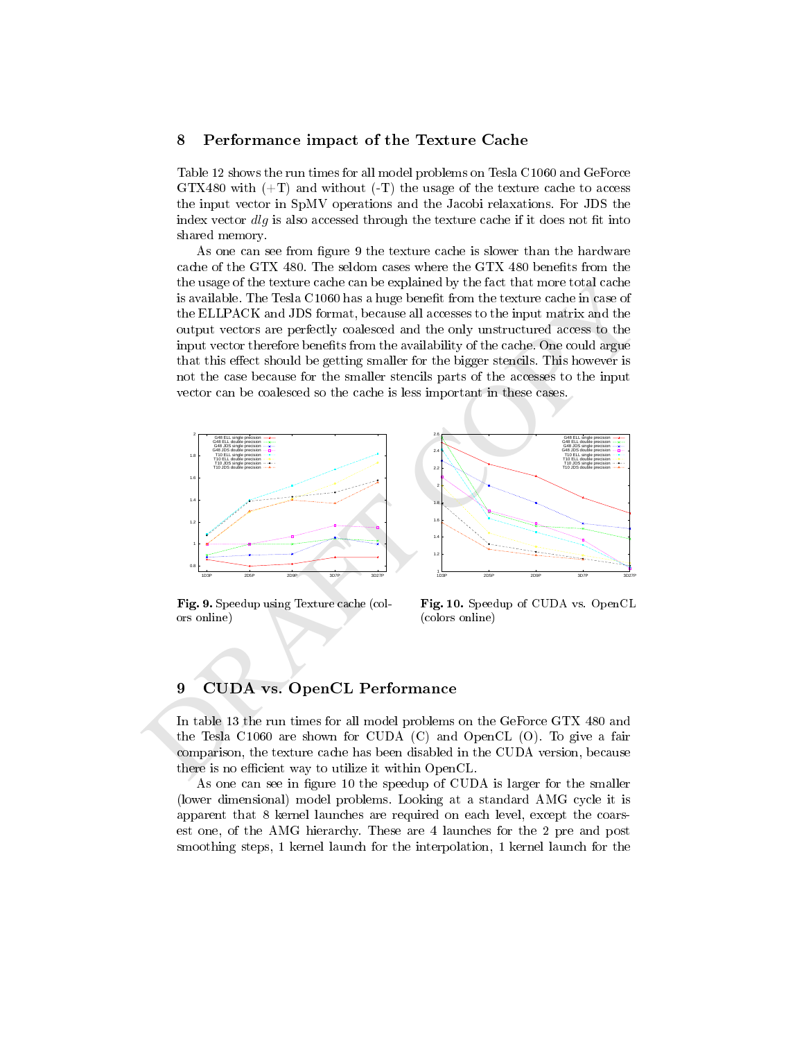## 8 Performance impact of the Texture Cache

Table 12 shows the run times for all model problems on Tesla C1060 and GeForce GTX480 with (+T) and without (-T) the usage of the texture cache to access the input vector in SpMV operations and the Jacobi relaxations. For JDS the index vector *dlg* is also accessed through the texture cache if it does not fit into shared memory.

As one can see from figure 9 the texture cache is slower than the hardware cache of the GTX 480. The seldom cases where the GTX 480 benefits from the the usage of the texture cache can be explained by the fact that more total cache is available. The Tesla C1060 has a huge benefit from the texture cache in case of the ELLPACK and JDS format, because all accesses to the input matrix and the output vectors are perfectly coalesced and the only unstructured access to the input vector therefore benefits from the availability of the cache. One could argue that this effect should be getting smaller for the bigger stencils. This however is not the case because for the smaller stencils parts of the accesses to the input vector can be coalesced so the cache is less important in these cases.

**Fig. 9.** Speedup using Texture cache (colors online)

**Fig. 10.** Speedup of CUDA vs. OpenCL (colors online)

## 9 CUDA vs. OpenCL Performance

In table 13 the run times for all model problems on the GeForce GTX 480 and the Tesla C1060 are shown for CUDA (C) and OpenCL (O). To give a fair comparison, the texture cache has been disabled in the CUDA version, because there is no efficient way to utilize it within OpenCL.

As one can see in figure 10 the speedup of CUDA is larger for the smaller (lower dimensional) model problems. Looking at a standard AMG cycle it is apparent that 8 kernel launches are required on each level, except the coarsest one, of the AMG hierarchy. These are 4 launches for the 2 pre and post smoothing steps, 1 kernel launch for the interpolation, 1 kernel launch for the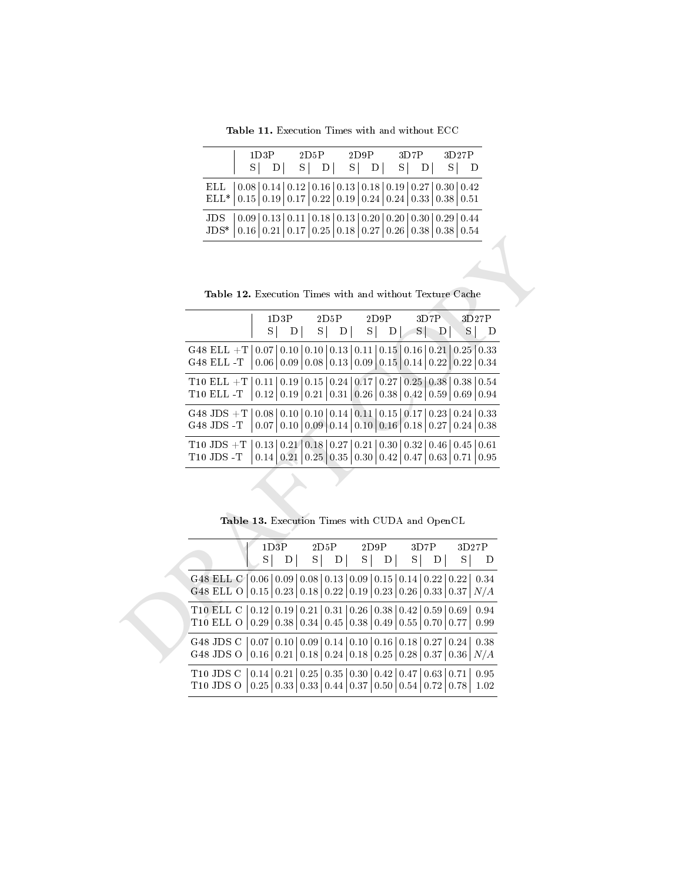**Table 11.** Execution Times with and without ECC

| | 1D3P | | 2D5P | | 2D9P | | 3D7P | | 3D27P | |
|---|---|---|---|---|---|---|---|---|---|---|
| | S | D | S | D | S | D | S | D | S | D |
| ELL | 0.08 | 0.14 | 0.12 | 0.16 | 0.13 | 0.18 | 0.19 | 0.27 | 0.30 | 0.42 |
| ELL* | 0.15 | 0.19 | 0.17 | 0.22 | 0.19 | 0.24 | 0.24 | 0.33 | 0.38 | 0.51 |
| JDS | 0.09 | 0.13 | 0.11 | 0.18 | 0.13 | 0.20 | 0.20 | 0.30 | 0.29 | 0.44 |
| JDS* | 0.16 | 0.21 | 0.17 | 0.25 | 0.18 | 0.27 | 0.26 | 0.38 | 0.38 | 0.54 |

**Table 12.** Execution Times with and without Texture Cache

| | 1D3P | | 2D5P | | 2D9P | | 3D7P | | 3D27P | |
|---|---|---|---|---|---|---|---|---|---|---|
| | S | D | S | D | S | D | S | D | S | D |
| G48 ELL +T | 0.07 | 0.10 | 0.10 | 0.13 | 0.11 | 0.15 | 0.16 | 0.21 | 0.25 | 0.33 |
| G48 ELL -T | 0.06 | 0.09 | 0.08 | 0.13 | 0.09 | 0.15 | 0.14 | 0.22 | 0.22 | 0.34 |
| T10 ELL +T | 0.11 | 0.19 | 0.15 | 0.24 | 0.17 | 0.27 | 0.25 | 0.38 | 0.38 | 0.54 |
| T10 ELL -T | 0.12 | 0.19 | 0.21 | 0.31 | 0.26 | 0.38 | 0.42 | 0.59 | 0.69 | 0.94 |
| G48 JDS +T | 0.08 | 0.10 | 0.10 | 0.14 | 0.11 | 0.15 | 0.17 | 0.23 | 0.24 | 0.33 |
| G48 JDS -T | 0.07 | 0.10 | 0.09 | 0.14 | 0.10 | 0.16 | 0.18 | 0.27 | 0.24 | 0.38 |
| T10 JDS +T | 0.13 | 0.21 | 0.18 | 0.27 | 0.21 | 0.30 | 0.32 | 0.46 | 0.45 | 0.61 |
| T10 JDS -T | 0.14 | 0.21 | 0.25 | 0.35 | 0.30 | 0.42 | 0.47 | 0.63 | 0.71 | 0.95 |

**Table 13.** Execution Times with CUDA and OpenCL

| | 1D3P | | 2D5P | | 2D9P | | 3D7P | | 3D27P | |
|---|---|---|---|---|---|---|---|---|---|---|
| | S | D | S | D | S | D | S | D | S | D |
| G48 ELL C | 0.06 | 0.09 | 0.08 | 0.13 | 0.09 | 0.15 | 0.14 | 0.22 | 0.22 | 0.34 |
| G48 ELL O | 0.15 | 0.23 | 0.18 | 0.22 | 0.19 | 0.23 | 0.26 | 0.33 | 0.37 | *N/A* |
| T10 ELL C | 0.12 | 0.19 | 0.21 | 0.31 | 0.26 | 0.38 | 0.42 | 0.59 | 0.69 | 0.94 |
| T10 ELL O | 0.29 | 0.38 | 0.34 | 0.45 | 0.38 | 0.49 | 0.55 | 0.70 | 0.77 | 0.99 |
| G48 JDS C | 0.07 | 0.10 | 0.09 | 0.14 | 0.10 | 0.16 | 0.18 | 0.27 | 0.24 | 0.38 |
| G48 JDS O | 0.16 | 0.21 | 0.18 | 0.24 | 0.18 | 0.25 | 0.28 | 0.37 | 0.36 | *N/A* |
| T10 JDS C | 0.14 | 0.21 | 0.25 | 0.35 | 0.30 | 0.42 | 0.47 | 0.63 | 0.71 | 0.95 |
| T10 JDS O | 0.25 | 0.33 | 0.33 | 0.44 | 0.37 | 0.50 | 0.54 | 0.72 | 0.78 | 1.02 |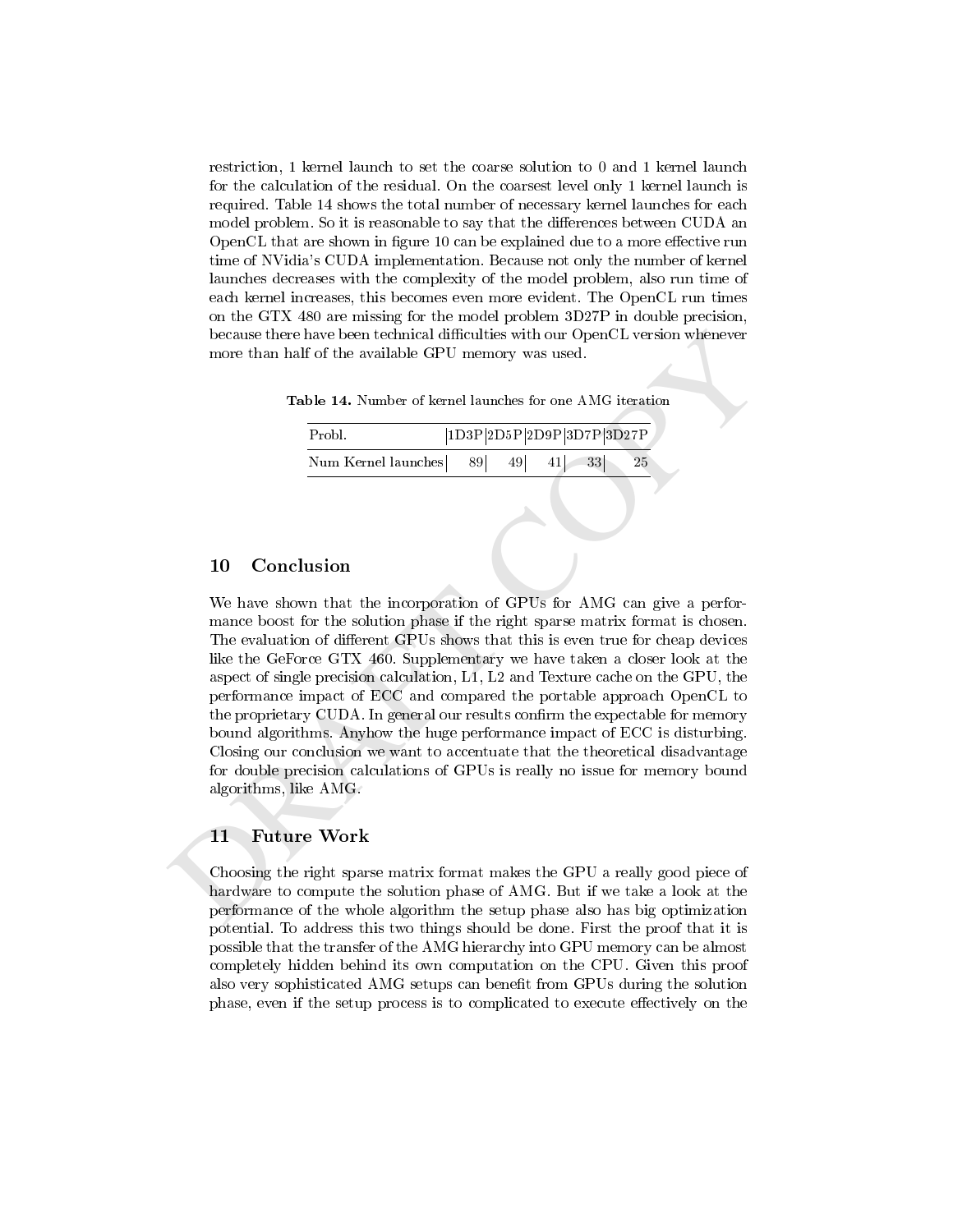restriction, 1 kernel launch to set the coarse solution to 0 and 1 kernel launch for the calculation of the residual. On the coarsest level only 1 kernel launch is required. Table 14 shows the total number of necessary kernel launches for each model problem. So it is reasonable to say that the differences between CUDA an OpenCL that are shown in figure 10 can be explained due to a more effective run time of NVidia's CUDA implementation. Because not only the number of kernel launches decreases with the complexity of the model problem, also run time of each kernel increases, this becomes even more evident. The OpenCL run times on the GTX 480 are missing for the model problem 3D27P in double precision, because there have been technical difficulties with our OpenCL version whenever more than half of the available GPU memory was used.

**Table 14.** Number of kernel launches for one AMG iteration

| Probl. | 1D3P | 2D5P | 2D9P | 3D7P | 3D27P |
|---|---|---|---|---|---|
| Num Kernel launches | 89 | 49 | 41 | 33 | 25 |

## 10 Conclusion

We have shown that the incorporation of GPUs for AMG can give a performance boost for the solution phase if the right sparse matrix format is chosen. The evaluation of different GPUs shows that this is even true for cheap devices like the GeForce GTX 460. Supplementary we have taken a closer look at the aspect of single precision calculation, L1, L2 and Texture cache on the GPU, the performance impact of ECC and compared the portable approach OpenCL to the proprietary CUDA. In general our results confirm the expectable for memory bound algorithms. Anyhow the huge performance impact of ECC is disturbing. Closing our conclusion we want to accentuate that the theoretical disadvantage for double precision calculations of GPUs is really no issue for memory bound algorithms, like AMG.

## 11 Future Work

Choosing the right sparse matrix format makes the GPU a really good piece of hardware to compute the solution phase of AMG. But if we take a look at the performance of the whole algorithm the setup phase also has big optimization potential. To address this two things should be done. First the proof that it is possible that the transfer of the AMG hierarchy into GPU memory can be almost completely hidden behind its own computation on the CPU. Given this proof also very sophisticated AMG setups can benefit from GPUs during the solution phase, even if the setup process is to complicated to execute effectively on the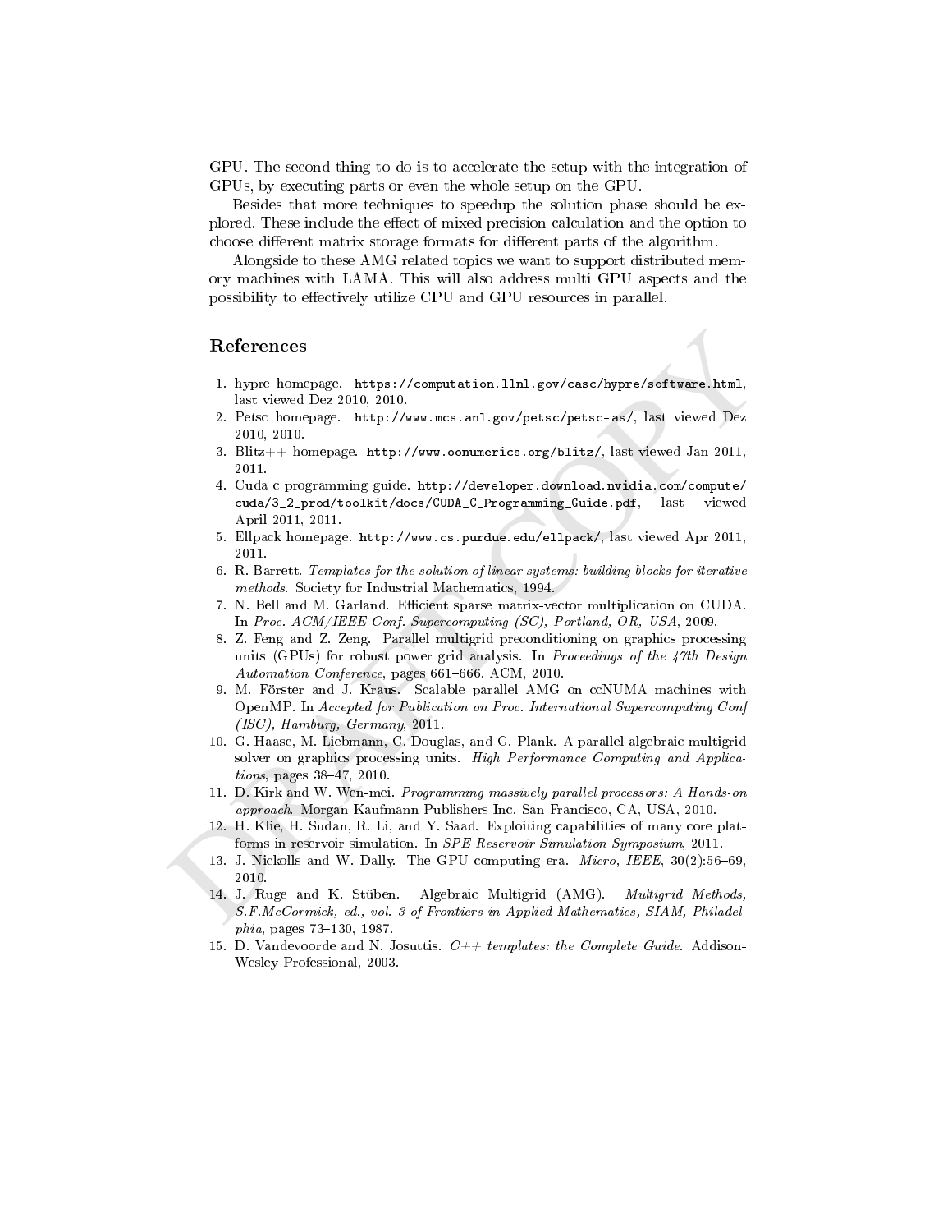GPU. The second thing to do is to accelerate the setup with the integration of GPUs, by executing parts or even the whole setup on the GPU.

Besides that more techniques to speedup the solution phase should be explored. These include the effect of mixed precision calculation and the option to choose different matrix storage formats for different parts of the algorithm.

Alongside to these AMG related topics we want to support distributed memory machines with LAMA. This will also address multi GPU aspects and the possibility to effectively utilize CPU and GPU resources in parallel.

## References

1. hypre homepage. `https://computation.llnl.gov/casc/hypre/software.html`, last viewed Dez 2010, 2010.
2. Petsc homepage. `http://www.mcs.anl.gov/petsc/petsc-as/`, last viewed Dez 2010, 2010.
3. Blitz++ homepage. `http://www.oonumerics.org/blitz/`, last viewed Jan 2011, 2011.
4. Cuda c programming guide. `http://developer.download.nvidia.com/compute/cuda/3_2_prod/toolkit/docs/CUDA_C_Programming_Guide.pdf`, last viewed April 2011, 2011.
5. Ellpack homepage. `http://www.cs.purdue.edu/ellpack/`, last viewed Apr 2011, 2011.
6. R. Barrett. *Templates for the solution of linear systems: building blocks for iterative methods*. Society for Industrial Mathematics, 1994.
7. N. Bell and M. Garland. Efficient sparse matrix-vector multiplication on CUDA. In *Proc. ACM/IEEE Conf. Supercomputing (SC), Portland, OR, USA*, 2009.
8. Z. Feng and Z. Zeng. Parallel multigrid preconditioning on graphics processing units (GPUs) for robust power grid analysis. In *Proceedings of the 47th Design Automation Conference*, pages 661–666. ACM, 2010.
9. M. Förster and J. Kraus. Scalable parallel AMG on ccNUMA machines with OpenMP. In *Accepted for Publication on Proc. International Supercomputing Conf (ISC), Hamburg, Germany*, 2011.
10. G. Haase, M. Liebmann, C. Douglas, and G. Plank. A parallel algebraic multigrid solver on graphics processing units. *High Performance Computing and Applications*, pages 38–47, 2010.
11. D. Kirk and W. Wen-mei. *Programming massively parallel processors: A Hands-on approach*. Morgan Kaufmann Publishers Inc. San Francisco, CA, USA, 2010.
12. H. Klie, H. Sudan, R. Li, and Y. Saad. Exploiting capabilities of many core platforms in reservoir simulation. In *SPE Reservoir Simulation Symposium*, 2011.
13. J. Nickolls and W. Dally. The GPU computing era. *Micro, IEEE*, 30(2):56–69, 2010.
14. J. Ruge and K. Stüben. Algebraic Multigrid (AMG). *Multigrid Methods, S.F.McCormick, ed., vol. 3 of Frontiers in Applied Mathematics, SIAM, Philadelphia*, pages 73–130, 1987.
15. D. Vandevoorde and N. Josuttis. *C++ templates: the Complete Guide*. Addison-Wesley Professional, 2003.